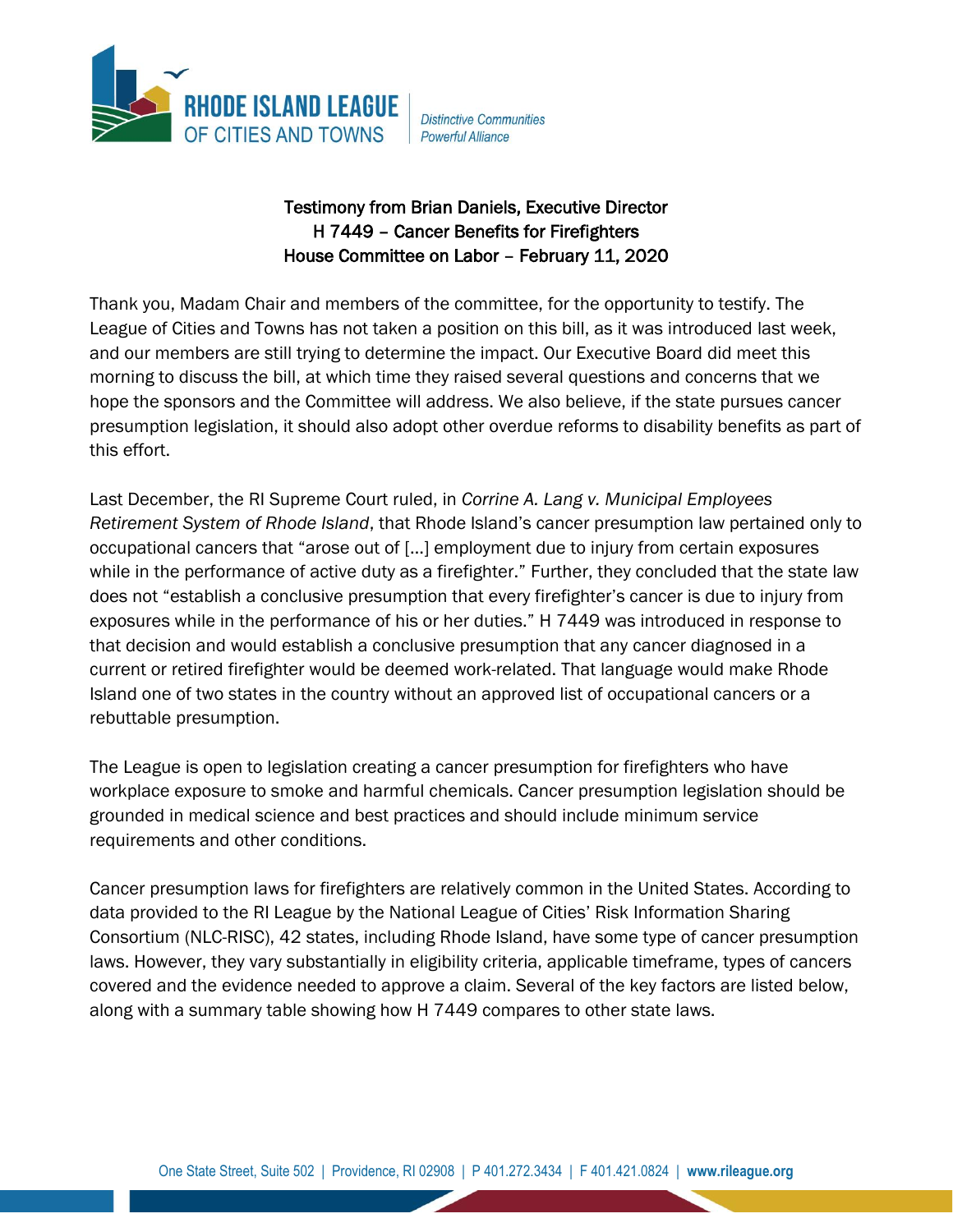**RHODE ISLAND LEAGUE OF CITIES AND TOWNS**
*Distinctive Communities Powerful Alliance*

### Testimony from Brian Daniels, Executive Director
### H 7449 – Cancer Benefits for Firefighters
### House Committee on Labor – February 11, 2020

Thank you, Madam Chair and members of the committee, for the opportunity to testify. The League of Cities and Towns has not taken a position on this bill, as it was introduced last week, and our members are still trying to determine the impact. Our Executive Board did meet this morning to discuss the bill, at which time they raised several questions and concerns that we hope the sponsors and the Committee will address. We also believe, if the state pursues cancer presumption legislation, it should also adopt other overdue reforms to disability benefits as part of this effort.

Last December, the RI Supreme Court ruled, in *Corrine A. Lang v. Municipal Employees Retirement System of Rhode Island*, that Rhode Island's cancer presumption law pertained only to occupational cancers that "arose out of [...] employment due to injury from certain exposures while in the performance of active duty as a firefighter." Further, they concluded that the state law does not "establish a conclusive presumption that every firefighter's cancer is due to injury from exposures while in the performance of his or her duties." H 7449 was introduced in response to that decision and would establish a conclusive presumption that any cancer diagnosed in a current or retired firefighter would be deemed work-related. That language would make Rhode Island one of two states in the country without an approved list of occupational cancers or a rebuttable presumption.

The League is open to legislation creating a cancer presumption for firefighters who have workplace exposure to smoke and harmful chemicals. Cancer presumption legislation should be grounded in medical science and best practices and should include minimum service requirements and other conditions.

Cancer presumption laws for firefighters are relatively common in the United States. According to data provided to the RI League by the National League of Cities' Risk Information Sharing Consortium (NLC-RISC), 42 states, including Rhode Island, have some type of cancer presumption laws. However, they vary substantially in eligibility criteria, applicable timeframe, types of cancers covered and the evidence needed to approve a claim. Several of the key factors are listed below, along with a summary table showing how H 7449 compares to other state laws.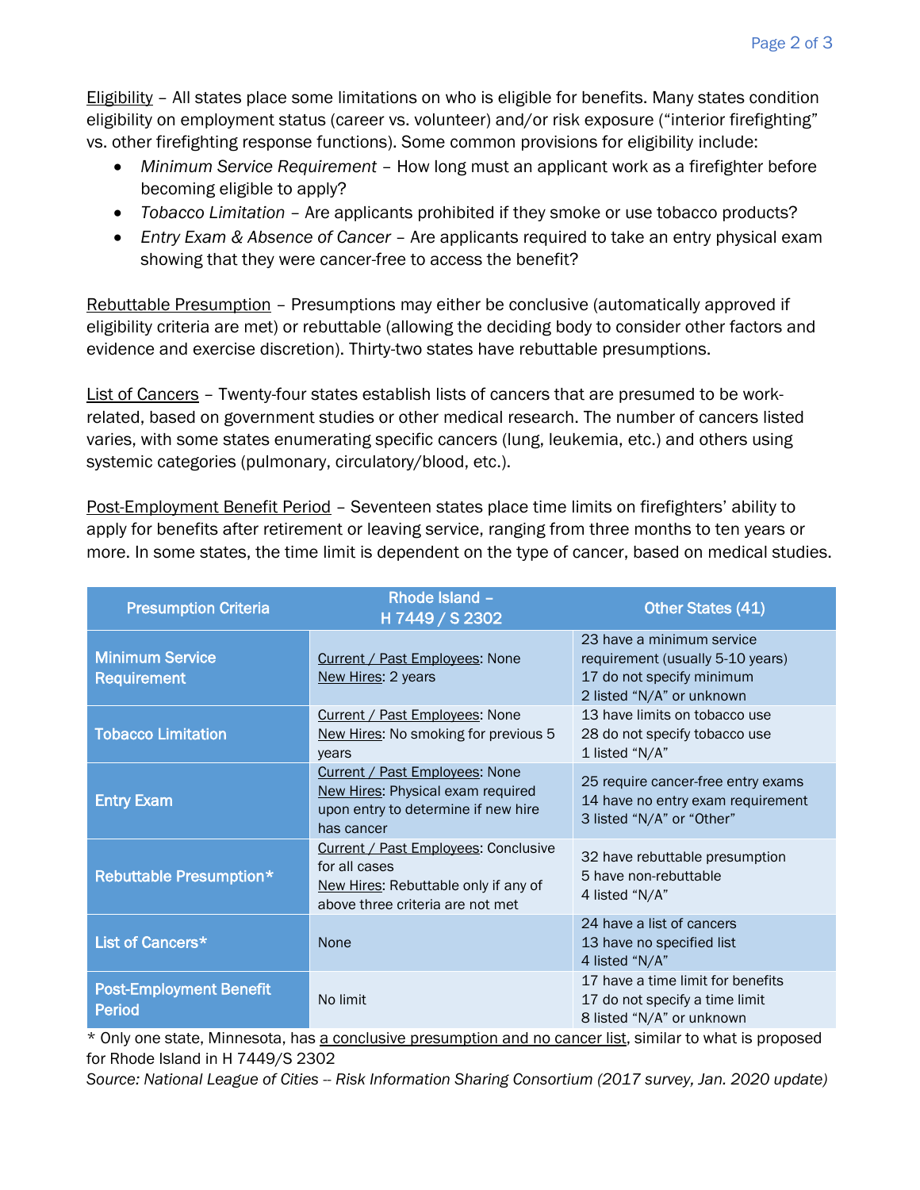Eligibility – All states place some limitations on who is eligible for benefits. Many states condition eligibility on employment status (career vs. volunteer) and/or risk exposure ("interior firefighting" vs. other firefighting response functions). Some common provisions for eligibility include:

- *Minimum Service Requirement* – How long must an applicant work as a firefighter before becoming eligible to apply?
- *Tobacco Limitation* – Are applicants prohibited if they smoke or use tobacco products?
- *Entry Exam & Absence of Cancer* – Are applicants required to take an entry physical exam showing that they were cancer-free to access the benefit?

Rebuttable Presumption – Presumptions may either be conclusive (automatically approved if eligibility criteria are met) or rebuttable (allowing the deciding body to consider other factors and evidence and exercise discretion). Thirty-two states have rebuttable presumptions.

List of Cancers – Twenty-four states establish lists of cancers that are presumed to be work-related, based on government studies or other medical research. The number of cancers listed varies, with some states enumerating specific cancers (lung, leukemia, etc.) and others using systemic categories (pulmonary, circulatory/blood, etc.).

Post-Employment Benefit Period – Seventeen states place time limits on firefighters' ability to apply for benefits after retirement or leaving service, ranging from three months to ten years or more. In some states, the time limit is dependent on the type of cancer, based on medical studies.

| Presumption Criteria | Rhode Island – H 7449 / S 2302 | Other States (41) |
|---|---|---|
| Minimum Service Requirement | Current / Past Employees: None<br>New Hires: 2 years | 23 have a minimum service requirement (usually 5-10 years)<br>17 do not specify minimum<br>2 listed "N/A" or unknown |
| Tobacco Limitation | Current / Past Employees: None<br>New Hires: No smoking for previous 5 years | 13 have limits on tobacco use<br>28 do not specify tobacco use<br>1 listed "N/A" |
| Entry Exam | Current / Past Employees: None<br>New Hires: Physical exam required upon entry to determine if new hire has cancer | 25 require cancer-free entry exams<br>14 have no entry exam requirement<br>3 listed "N/A" or "Other" |
| Rebuttable Presumption* | Current / Past Employees: Conclusive for all cases<br>New Hires: Rebuttable only if any of above three criteria are not met | 32 have rebuttable presumption<br>5 have non-rebuttable<br>4 listed "N/A" |
| List of Cancers* | None | 24 have a list of cancers<br>13 have no specified list<br>4 listed "N/A" |
| Post-Employment Benefit Period | No limit | 17 have a time limit for benefits<br>17 do not specify a time limit<br>8 listed "N/A" or unknown |

\* Only one state, Minnesota, has a conclusive presumption and no cancer list, similar to what is proposed for Rhode Island in H 7449/S 2302

*Source: National League of Cities -- Risk Information Sharing Consortium (2017 survey, Jan. 2020 update)*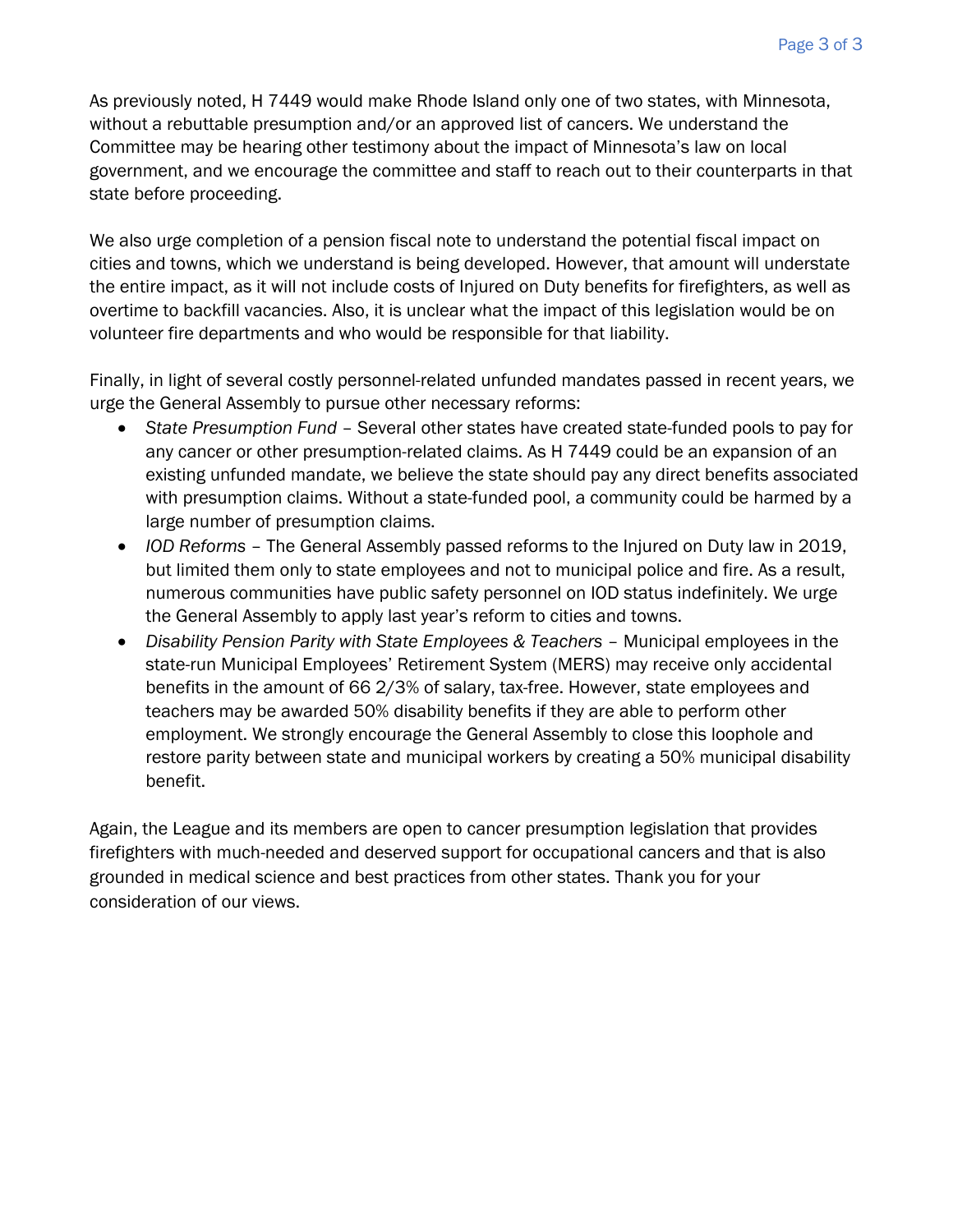As previously noted, H 7449 would make Rhode Island only one of two states, with Minnesota, without a rebuttable presumption and/or an approved list of cancers. We understand the Committee may be hearing other testimony about the impact of Minnesota's law on local government, and we encourage the committee and staff to reach out to their counterparts in that state before proceeding.

We also urge completion of a pension fiscal note to understand the potential fiscal impact on cities and towns, which we understand is being developed. However, that amount will understate the entire impact, as it will not include costs of Injured on Duty benefits for firefighters, as well as overtime to backfill vacancies. Also, it is unclear what the impact of this legislation would be on volunteer fire departments and who would be responsible for that liability.

Finally, in light of several costly personnel-related unfunded mandates passed in recent years, we urge the General Assembly to pursue other necessary reforms:

- *State Presumption Fund* – Several other states have created state-funded pools to pay for any cancer or other presumption-related claims. As H 7449 could be an expansion of an existing unfunded mandate, we believe the state should pay any direct benefits associated with presumption claims. Without a state-funded pool, a community could be harmed by a large number of presumption claims.
- *IOD Reforms* – The General Assembly passed reforms to the Injured on Duty law in 2019, but limited them only to state employees and not to municipal police and fire. As a result, numerous communities have public safety personnel on IOD status indefinitely. We urge the General Assembly to apply last year's reform to cities and towns.
- *Disability Pension Parity with State Employees & Teachers* – Municipal employees in the state-run Municipal Employees' Retirement System (MERS) may receive only accidental benefits in the amount of 66 2/3% of salary, tax-free. However, state employees and teachers may be awarded 50% disability benefits if they are able to perform other employment. We strongly encourage the General Assembly to close this loophole and restore parity between state and municipal workers by creating a 50% municipal disability benefit.

Again, the League and its members are open to cancer presumption legislation that provides firefighters with much-needed and deserved support for occupational cancers and that is also grounded in medical science and best practices from other states. Thank you for your consideration of our views.